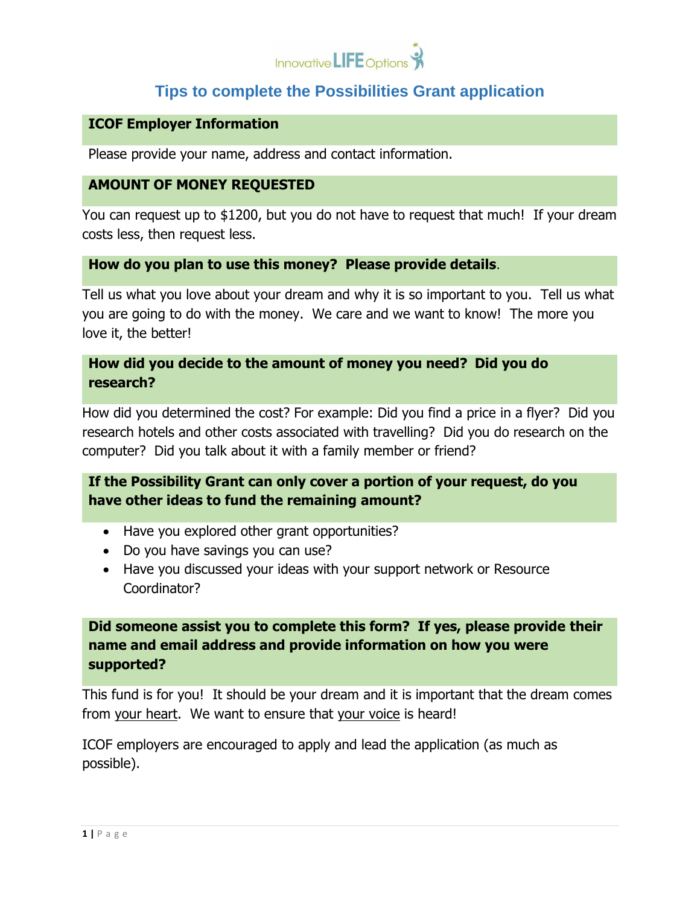Innovative LIFE Options

# Tips to complete the Possibilities Grant application

## ICOF Employer Information

Please provide your name, address and contact information.

## AMOUNT OF MONEY REQUESTED

You can request up to $1200, but you do not have to request that much! If your dream costs less, then request less.

## How do you plan to use this money? Please provide details.

Tell us what you love about your dream and why it is so important to you. Tell us what you are going to do with the money. We care and we want to know! The more you love it, the better!

## How did you decide to the amount of money you need? Did you do research?

How did you determined the cost? For example: Did you find a price in a flyer? Did you research hotels and other costs associated with travelling? Did you do research on the computer? Did you talk about it with a family member or friend?

## If the Possibility Grant can only cover a portion of your request, do you have other ideas to fund the remaining amount?

- Have you explored other grant opportunities?
- Do you have savings you can use?
- Have you discussed your ideas with your support network or Resource Coordinator?

## Did someone assist you to complete this form? If yes, please provide their name and email address and provide information on how you were supported?

This fund is for you! It should be your dream and it is important that the dream comes from your heart. We want to ensure that your voice is heard!

ICOF employers are encouraged to apply and lead the application (as much as possible).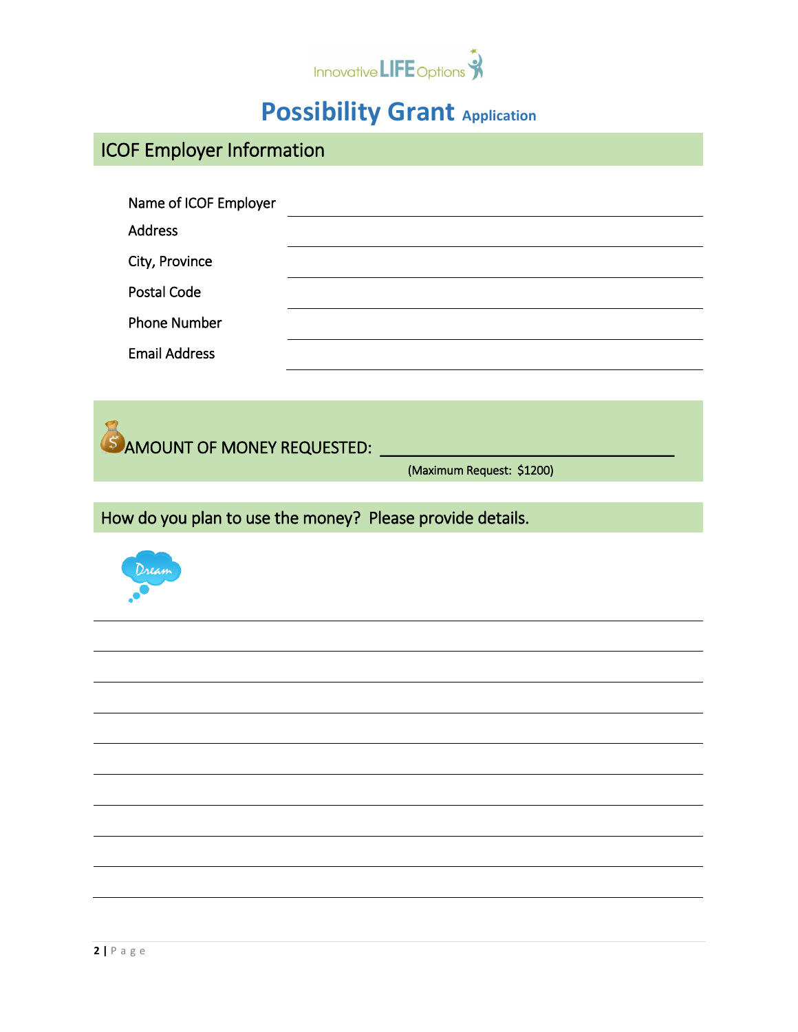Innovative LIFE Options

# Possibility Grant Application

## ICOF Employer Information

Name of ICOF Employer \_\_\_\_\_\_\_\_\_\_\_\_\_\_\_\_\_\_\_\_\_\_\_\_\_\_\_\_\_\_\_\_

Address \_\_\_\_\_\_\_\_\_\_\_\_\_\_\_\_\_\_\_\_\_\_\_\_\_\_\_\_\_\_\_\_

City, Province \_\_\_\_\_\_\_\_\_\_\_\_\_\_\_\_\_\_\_\_\_\_\_\_\_\_\_\_\_\_\_\_

Postal Code \_\_\_\_\_\_\_\_\_\_\_\_\_\_\_\_\_\_\_\_\_\_\_\_\_\_\_\_\_\_\_\_

Phone Number \_\_\_\_\_\_\_\_\_\_\_\_\_\_\_\_\_\_\_\_\_\_\_\_\_\_\_\_\_\_\_\_

Email Address \_\_\_\_\_\_\_\_\_\_\_\_\_\_\_\_\_\_\_\_\_\_\_\_\_\_\_\_\_\_\_\_

## AMOUNT OF MONEY REQUESTED: \_\_\_\_\_\_\_\_\_\_\_\_\_\_\_\_\_\_\_\_\_\_\_\_\_\_\_\_\_\_\_\_

(Maximum Request: $1200)

## How do you plan to use the money? Please provide details.

Dream

\_\_\_\_\_\_\_\_\_\_\_\_\_\_\_\_\_\_\_\_\_\_\_\_\_\_\_\_\_\_\_\_\_\_\_\_\_\_\_\_\_\_\_\_\_\_\_\_\_\_\_\_\_\_\_\_\_\_\_\_\_\_

\_\_\_\_\_\_\_\_\_\_\_\_\_\_\_\_\_\_\_\_\_\_\_\_\_\_\_\_\_\_\_\_\_\_\_\_\_\_\_\_\_\_\_\_\_\_\_\_\_\_\_\_\_\_\_\_\_\_\_\_\_\_

\_\_\_\_\_\_\_\_\_\_\_\_\_\_\_\_\_\_\_\_\_\_\_\_\_\_\_\_\_\_\_\_\_\_\_\_\_\_\_\_\_\_\_\_\_\_\_\_\_\_\_\_\_\_\_\_\_\_\_\_\_\_

\_\_\_\_\_\_\_\_\_\_\_\_\_\_\_\_\_\_\_\_\_\_\_\_\_\_\_\_\_\_\_\_\_\_\_\_\_\_\_\_\_\_\_\_\_\_\_\_\_\_\_\_\_\_\_\_\_\_\_\_\_\_

\_\_\_\_\_\_\_\_\_\_\_\_\_\_\_\_\_\_\_\_\_\_\_\_\_\_\_\_\_\_\_\_\_\_\_\_\_\_\_\_\_\_\_\_\_\_\_\_\_\_\_\_\_\_\_\_\_\_\_\_\_\_

\_\_\_\_\_\_\_\_\_\_\_\_\_\_\_\_\_\_\_\_\_\_\_\_\_\_\_\_\_\_\_\_\_\_\_\_\_\_\_\_\_\_\_\_\_\_\_\_\_\_\_\_\_\_\_\_\_\_\_\_\_\_

\_\_\_\_\_\_\_\_\_\_\_\_\_\_\_\_\_\_\_\_\_\_\_\_\_\_\_\_\_\_\_\_\_\_\_\_\_\_\_\_\_\_\_\_\_\_\_\_\_\_\_\_\_\_\_\_\_\_\_\_\_\_

\_\_\_\_\_\_\_\_\_\_\_\_\_\_\_\_\_\_\_\_\_\_\_\_\_\_\_\_\_\_\_\_\_\_\_\_\_\_\_\_\_\_\_\_\_\_\_\_\_\_\_\_\_\_\_\_\_\_\_\_\_\_

\_\_\_\_\_\_\_\_\_\_\_\_\_\_\_\_\_\_\_\_\_\_\_\_\_\_\_\_\_\_\_\_\_\_\_\_\_\_\_\_\_\_\_\_\_\_\_\_\_\_\_\_\_\_\_\_\_\_\_\_\_\_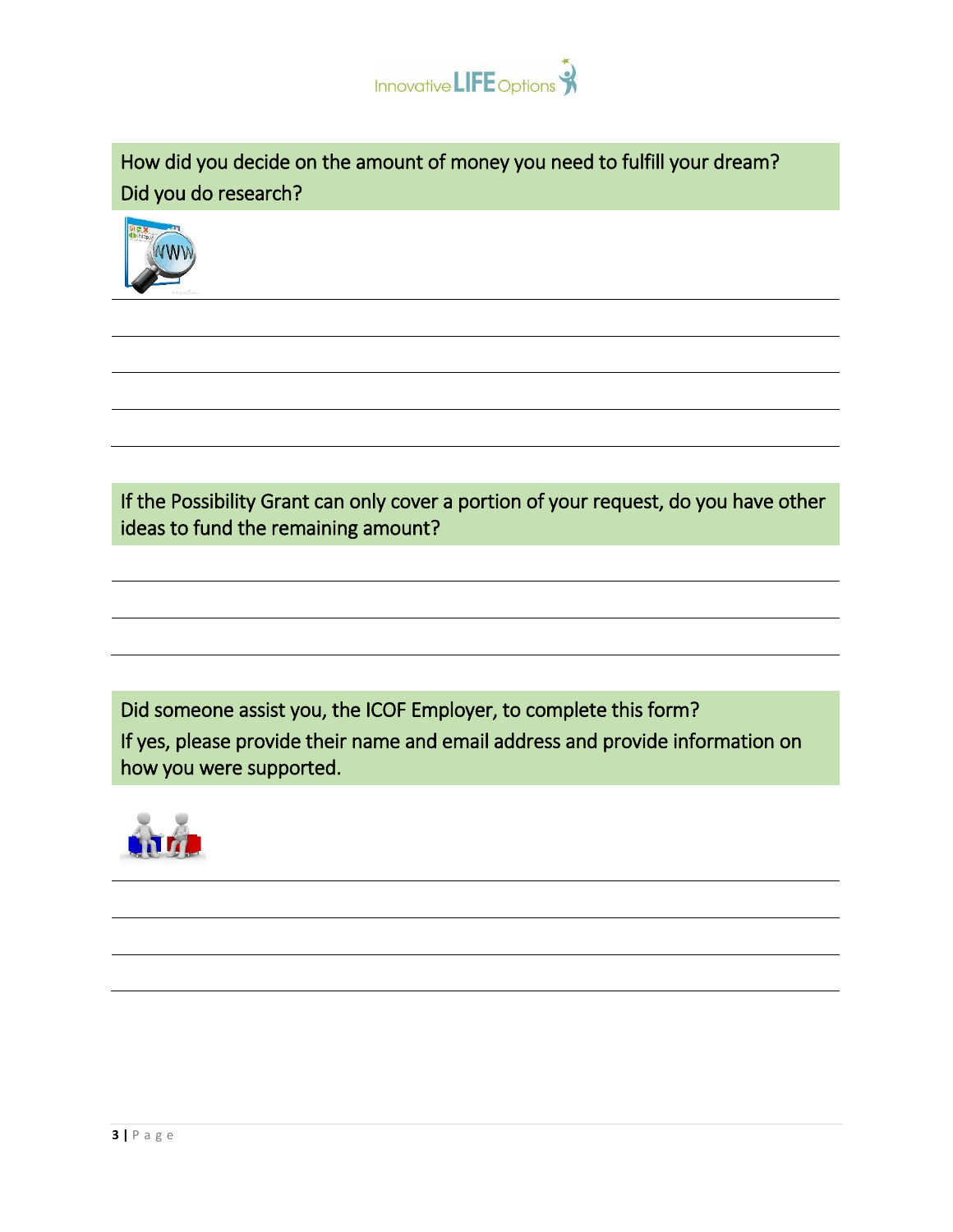**How did you decide on the amount of money you need to fulfill your dream?**
**Did you do research?**

**If the Possibility Grant can only cover a portion of your request, do you have other ideas to fund the remaining amount?**

**Did someone assist you, the ICOF Employer, to complete this form?**
**If yes, please provide their name and email address and provide information on how you were supported.**